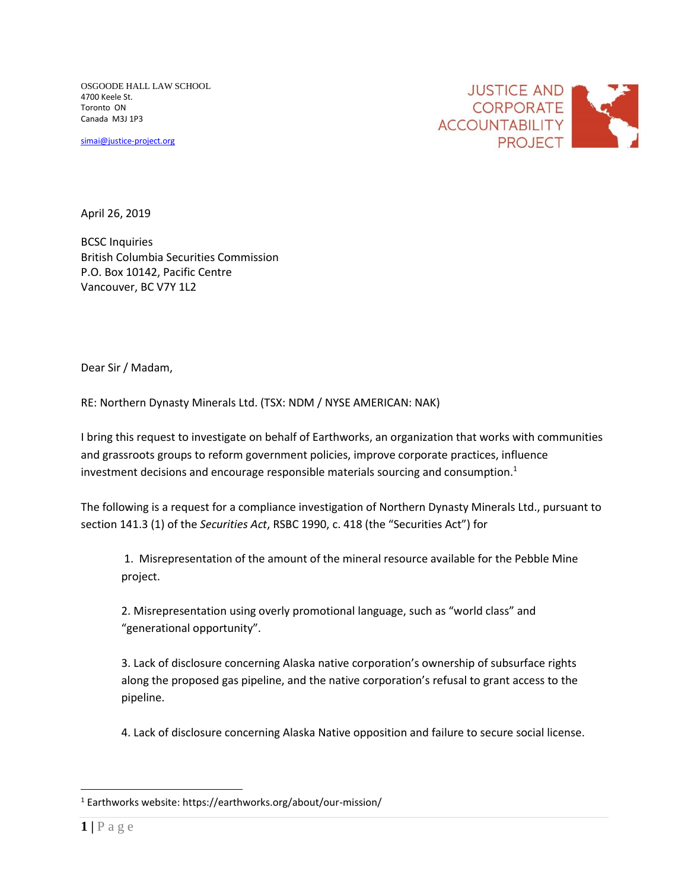OSGOODE HALL LAW SCHOOL
4700 Keele St.
Toronto ON
Canada M3J 1P3

simai@justice-project.org

JUSTICE AND CORPORATE ACCOUNTABILITY PROJECT

April 26, 2019

BCSC Inquiries
British Columbia Securities Commission
P.O. Box 10142, Pacific Centre
Vancouver, BC V7Y 1L2

Dear Sir / Madam,

RE: Northern Dynasty Minerals Ltd. (TSX: NDM / NYSE AMERICAN: NAK)

I bring this request to investigate on behalf of Earthworks, an organization that works with communities and grassroots groups to reform government policies, improve corporate practices, influence investment decisions and encourage responsible materials sourcing and consumption.[1]

The following is a request for a compliance investigation of Northern Dynasty Minerals Ltd., pursuant to section 141.3 (1) of the *Securities Act*, RSBC 1990, c. 418 (the "Securities Act") for

1. Misrepresentation of the amount of the mineral resource available for the Pebble Mine project.

2. Misrepresentation using overly promotional language, such as "world class" and "generational opportunity".

3. Lack of disclosure concerning Alaska native corporation's ownership of subsurface rights along the proposed gas pipeline, and the native corporation's refusal to grant access to the pipeline.

4. Lack of disclosure concerning Alaska Native opposition and failure to secure social license.

[1] Earthworks website: https://earthworks.org/about/our-mission/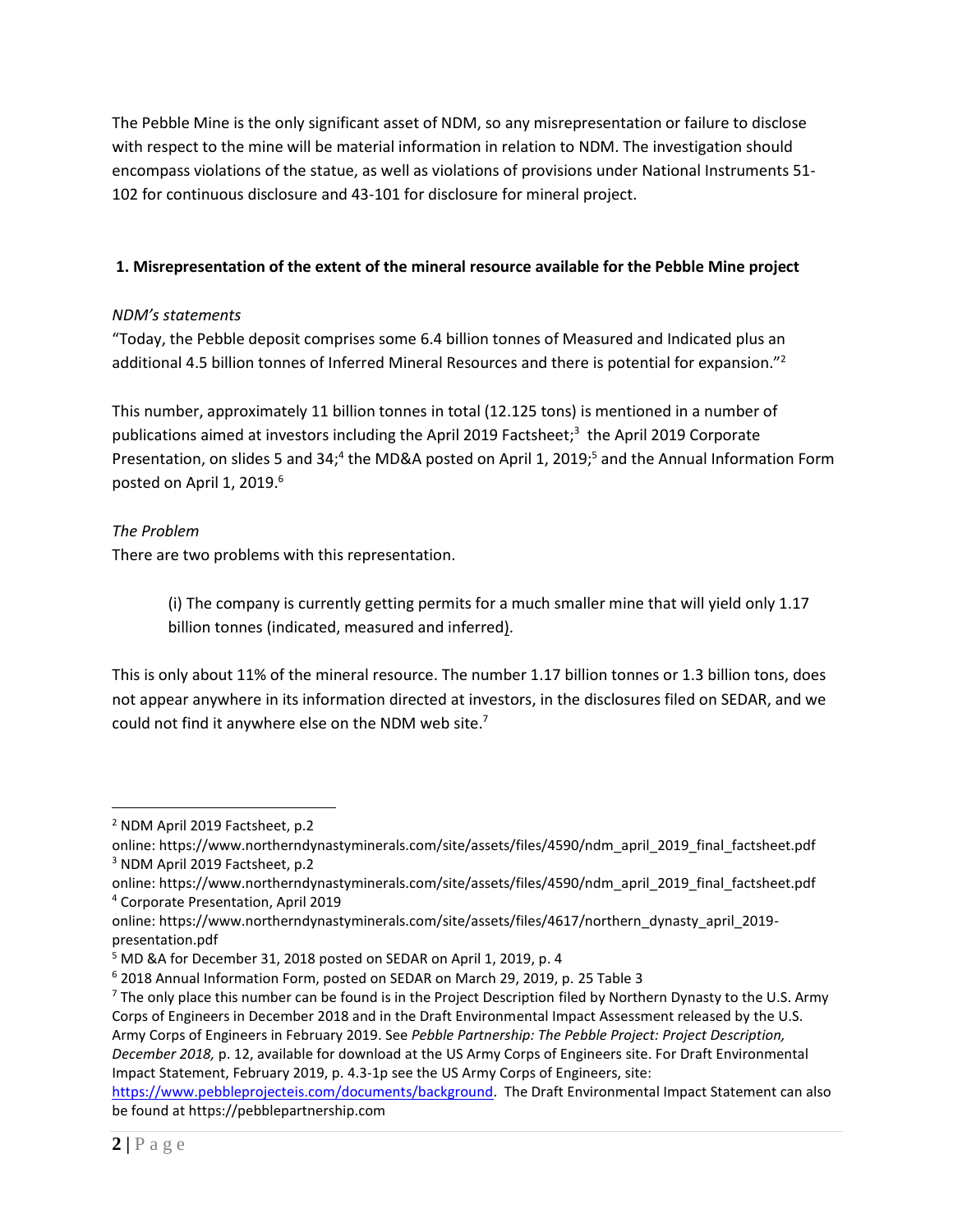The Pebble Mine is the only significant asset of NDM, so any misrepresentation or failure to disclose with respect to the mine will be material information in relation to NDM. The investigation should encompass violations of the statue, as well as violations of provisions under National Instruments 51-102 for continuous disclosure and 43-101 for disclosure for mineral project.

**1. Misrepresentation of the extent of the mineral resource available for the Pebble Mine project**

*NDM's statements*

"Today, the Pebble deposit comprises some 6.4 billion tonnes of Measured and Indicated plus an additional 4.5 billion tonnes of Inferred Mineral Resources and there is potential for expansion."[2]

This number, approximately 11 billion tonnes in total (12.125 tons) is mentioned in a number of publications aimed at investors including the April 2019 Factsheet;[3] the April 2019 Corporate Presentation, on slides 5 and 34;[4] the MD&A posted on April 1, 2019;[5] and the Annual Information Form posted on April 1, 2019.[6]

*The Problem*

There are two problems with this representation.

> (i) The company is currently getting permits for a much smaller mine that will yield only 1.17 billion tonnes (indicated, measured and inferred).

This is only about 11% of the mineral resource. The number 1.17 billion tonnes or 1.3 billion tons, does not appear anywhere in its information directed at investors, in the disclosures filed on SEDAR, and we could not find it anywhere else on the NDM web site.[7]

---

[2] NDM April 2019 Factsheet, p.2
online: https://www.northerndynastyminerals.com/site/assets/files/4590/ndm_april_2019_final_factsheet.pdf

[3] NDM April 2019 Factsheet, p.2
online: https://www.northerndynastyminerals.com/site/assets/files/4590/ndm_april_2019_final_factsheet.pdf

[4] Corporate Presentation, April 2019
online: https://www.northerndynastyminerals.com/site/assets/files/4617/northern_dynasty_april_2019-presentation.pdf

[5] MD &A for December 31, 2018 posted on SEDAR on April 1, 2019, p. 4

[6] 2018 Annual Information Form, posted on SEDAR on March 29, 2019, p. 25 Table 3

[7] The only place this number can be found is in the Project Description filed by Northern Dynasty to the U.S. Army Corps of Engineers in December 2018 and in the Draft Environmental Impact Assessment released by the U.S. Army Corps of Engineers in February 2019. See *Pebble Partnership: The Pebble Project: Project Description, December 2018,* p. 12, available for download at the US Army Corps of Engineers site. For Draft Environmental Impact Statement, February 2019, p. 4.3-1p see the US Army Corps of Engineers, site: https://www.pebbleprojecteis.com/documents/background. The Draft Environmental Impact Statement can also be found at https://pebblepartnership.com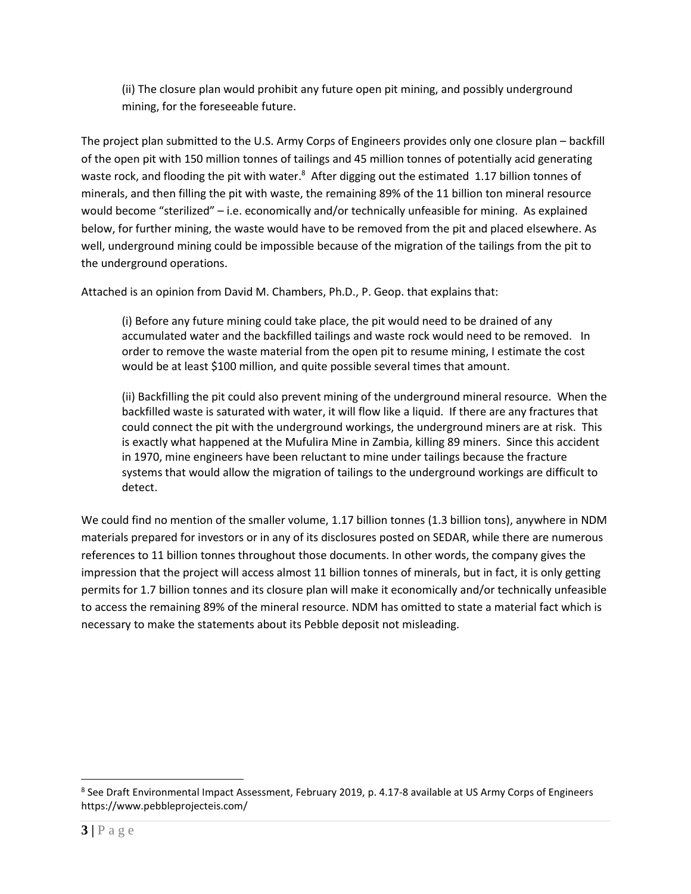(ii) The closure plan would prohibit any future open pit mining, and possibly underground mining, for the foreseeable future.

The project plan submitted to the U.S. Army Corps of Engineers provides only one closure plan – backfill of the open pit with 150 million tonnes of tailings and 45 million tonnes of potentially acid generating waste rock, and flooding the pit with water.[8] After digging out the estimated 1.17 billion tonnes of minerals, and then filling the pit with waste, the remaining 89% of the 11 billion ton mineral resource would become "sterilized" – i.e. economically and/or technically unfeasible for mining. As explained below, for further mining, the waste would have to be removed from the pit and placed elsewhere. As well, underground mining could be impossible because of the migration of the tailings from the pit to the underground operations.

Attached is an opinion from David M. Chambers, Ph.D., P. Geop. that explains that:

(i) Before any future mining could take place, the pit would need to be drained of any accumulated water and the backfilled tailings and waste rock would need to be removed. In order to remove the waste material from the open pit to resume mining, I estimate the cost would be at least $100 million, and quite possible several times that amount.

(ii) Backfilling the pit could also prevent mining of the underground mineral resource. When the backfilled waste is saturated with water, it will flow like a liquid. If there are any fractures that could connect the pit with the underground workings, the underground miners are at risk. This is exactly what happened at the Mufulira Mine in Zambia, killing 89 miners. Since this accident in 1970, mine engineers have been reluctant to mine under tailings because the fracture systems that would allow the migration of tailings to the underground workings are difficult to detect.

We could find no mention of the smaller volume, 1.17 billion tonnes (1.3 billion tons), anywhere in NDM materials prepared for investors or in any of its disclosures posted on SEDAR, while there are numerous references to 11 billion tonnes throughout those documents. In other words, the company gives the impression that the project will access almost 11 billion tonnes of minerals, but in fact, it is only getting permits for 1.7 billion tonnes and its closure plan will make it economically and/or technically unfeasible to access the remaining 89% of the mineral resource. NDM has omitted to state a material fact which is necessary to make the statements about its Pebble deposit not misleading.

---

[8] See Draft Environmental Impact Assessment, February 2019, p. 4.17-8 available at US Army Corps of Engineers https://www.pebbleprojecteis.com/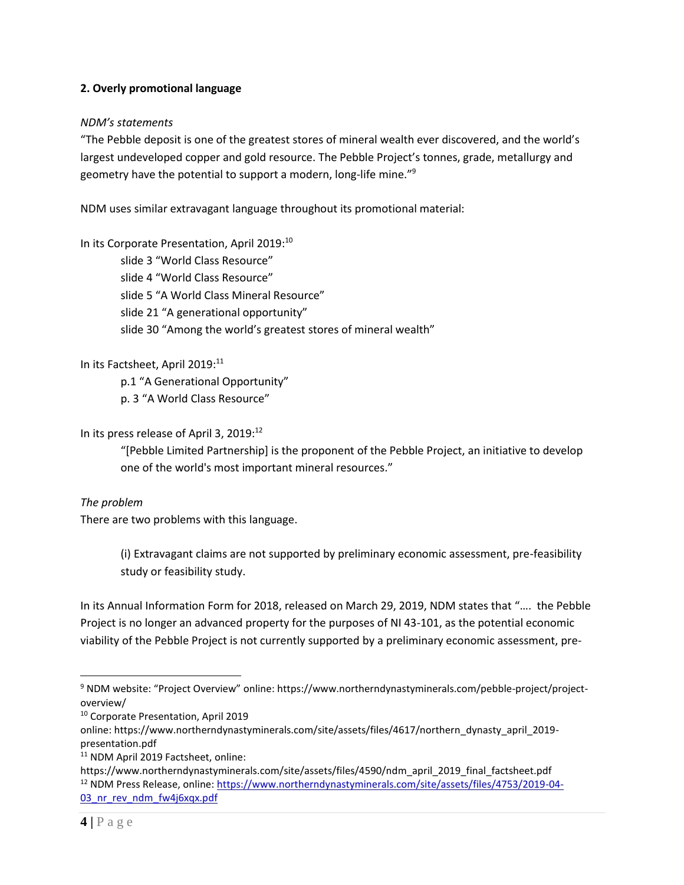**2. Overly promotional language**

*NDM's statements*

"The Pebble deposit is one of the greatest stores of mineral wealth ever discovered, and the world's largest undeveloped copper and gold resource. The Pebble Project's tonnes, grade, metallurgy and geometry have the potential to support a modern, long-life mine."[9]

NDM uses similar extravagant language throughout its promotional material:

In its Corporate Presentation, April 2019:[10]

> slide 3 "World Class Resource"
> slide 4 "World Class Resource"
> slide 5 "A World Class Mineral Resource"
> slide 21 "A generational opportunity"
> slide 30 "Among the world's greatest stores of mineral wealth"

In its Factsheet, April 2019:[11]

> p.1 "A Generational Opportunity"
> p. 3 "A World Class Resource"

In its press release of April 3, 2019:[12]

> "[Pebble Limited Partnership] is the proponent of the Pebble Project, an initiative to develop one of the world's most important mineral resources."

*The problem*

There are two problems with this language.

> (i) Extravagant claims are not supported by preliminary economic assessment, pre-feasibility study or feasibility study.

In its Annual Information Form for 2018, released on March 29, 2019, NDM states that "…. the Pebble Project is no longer an advanced property for the purposes of NI 43-101, as the potential economic viability of the Pebble Project is not currently supported by a preliminary economic assessment, pre-

---

[9] NDM website: "Project Overview" online: https://www.northerndynastyminerals.com/pebble-project/project-overview/

[10] Corporate Presentation, April 2019 online: https://www.northerndynastyminerals.com/site/assets/files/4617/northern_dynasty_april_2019-presentation.pdf

[11] NDM April 2019 Factsheet, online: https://www.northerndynastyminerals.com/site/assets/files/4590/ndm_april_2019_final_factsheet.pdf

[12] NDM Press Release, online: https://www.northerndynastyminerals.com/site/assets/files/4753/2019-04-03_nr_rev_ndm_fw4j6xqx.pdf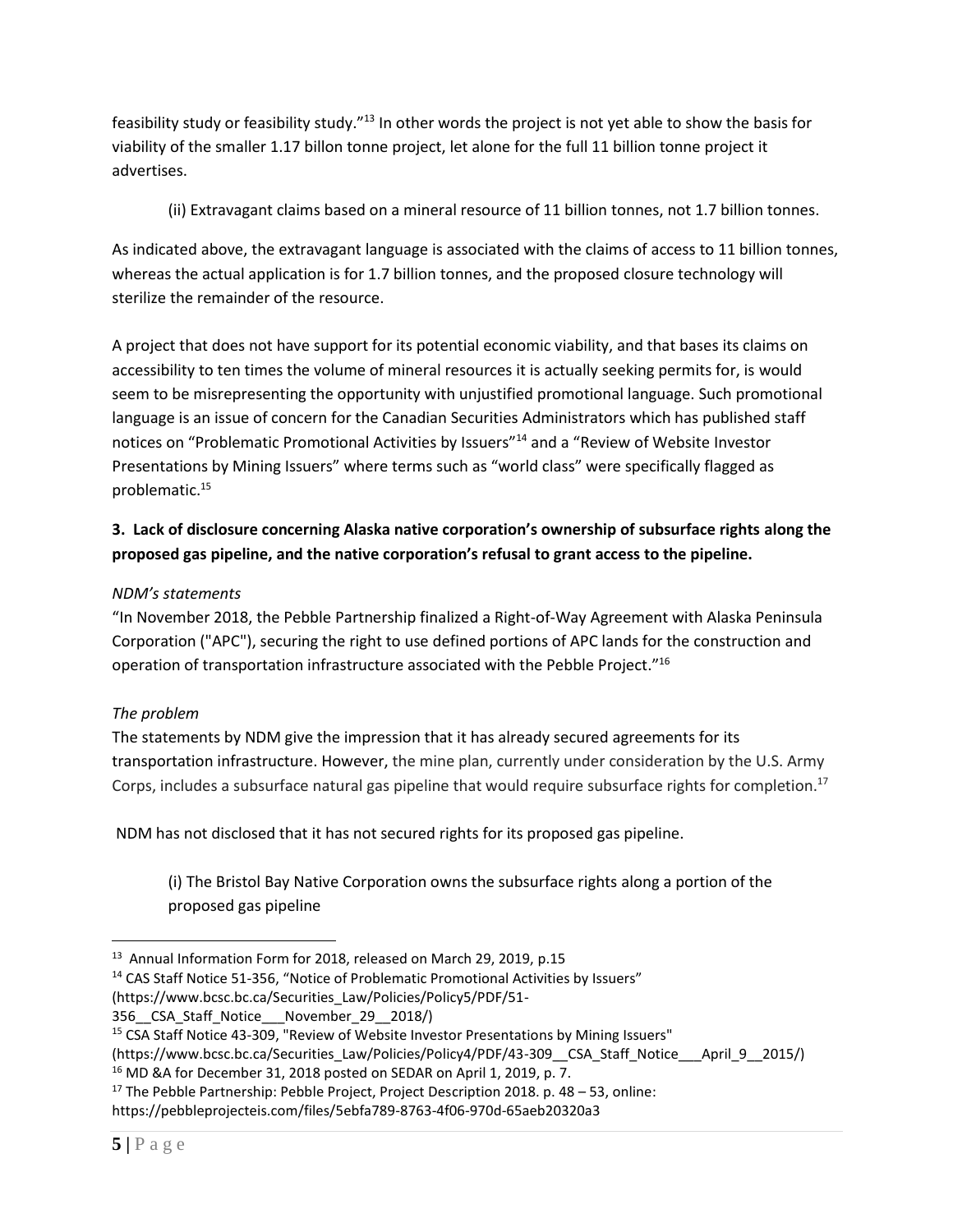feasibility study or feasibility study."[13] In other words the project is not yet able to show the basis for viability of the smaller 1.17 billon tonne project, let alone for the full 11 billion tonne project it advertises.

(ii) Extravagant claims based on a mineral resource of 11 billion tonnes, not 1.7 billion tonnes.

As indicated above, the extravagant language is associated with the claims of access to 11 billion tonnes, whereas the actual application is for 1.7 billion tonnes, and the proposed closure technology will sterilize the remainder of the resource.

A project that does not have support for its potential economic viability, and that bases its claims on accessibility to ten times the volume of mineral resources it is actually seeking permits for, is would seem to be misrepresenting the opportunity with unjustified promotional language. Such promotional language is an issue of concern for the Canadian Securities Administrators which has published staff notices on "Problematic Promotional Activities by Issuers"[14] and a "Review of Website Investor Presentations by Mining Issuers" where terms such as "world class" were specifically flagged as problematic.[15]

**3. Lack of disclosure concerning Alaska native corporation's ownership of subsurface rights along the proposed gas pipeline, and the native corporation's refusal to grant access to the pipeline.**

*NDM's statements*

"In November 2018, the Pebble Partnership finalized a Right-of-Way Agreement with Alaska Peninsula Corporation ("APC"), securing the right to use defined portions of APC lands for the construction and operation of transportation infrastructure associated with the Pebble Project."[16]

*The problem*

The statements by NDM give the impression that it has already secured agreements for its transportation infrastructure. However, the mine plan, currently under consideration by the U.S. Army Corps, includes a subsurface natural gas pipeline that would require subsurface rights for completion.[17]

NDM has not disclosed that it has not secured rights for its proposed gas pipeline.

(i) The Bristol Bay Native Corporation owns the subsurface rights along a portion of the proposed gas pipeline

---

[13] Annual Information Form for 2018, released on March 29, 2019, p.15

[14] CAS Staff Notice 51-356, "Notice of Problematic Promotional Activities by Issuers" (https://www.bcsc.bc.ca/Securities_Law/Policies/Policy5/PDF/51-356__CSA_Staff_Notice___November_29__2018/)

[15] CSA Staff Notice 43-309, "Review of Website Investor Presentations by Mining Issuers" (https://www.bcsc.bc.ca/Securities_Law/Policies/Policy4/PDF/43-309__CSA_Staff_Notice___April_9__2015/)

[16] MD &A for December 31, 2018 posted on SEDAR on April 1, 2019, p. 7.

[17] The Pebble Partnership: Pebble Project, Project Description 2018. p. 48 – 53, online: https://pebbleprojecteis.com/files/5ebfa789-8763-4f06-970d-65aeb20320a3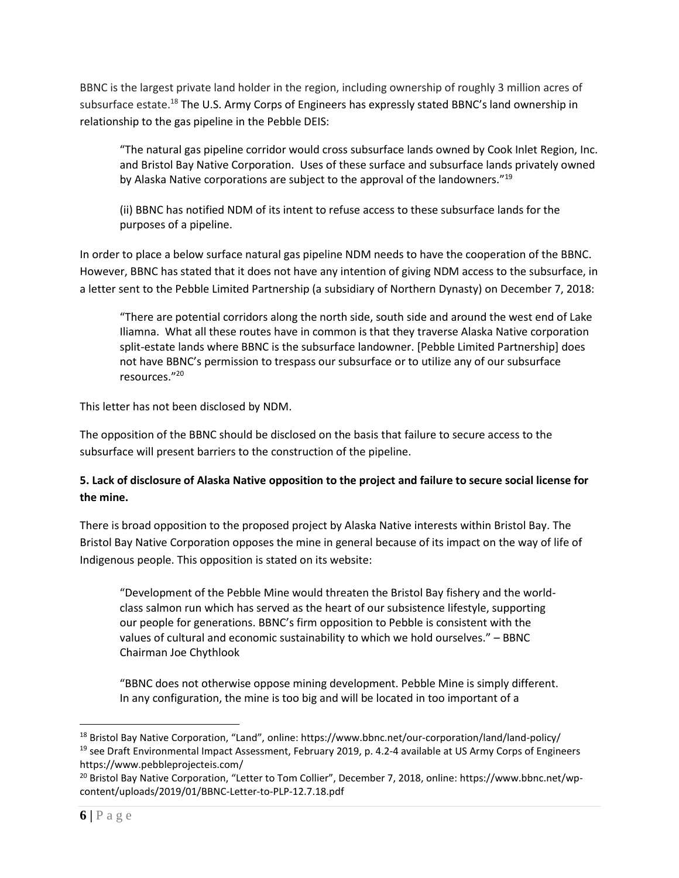BBNC is the largest private land holder in the region, including ownership of roughly 3 million acres of subsurface estate.[18] The U.S. Army Corps of Engineers has expressly stated BBNC's land ownership in relationship to the gas pipeline in the Pebble DEIS:

> "The natural gas pipeline corridor would cross subsurface lands owned by Cook Inlet Region, Inc. and Bristol Bay Native Corporation. Uses of these surface and subsurface lands privately owned by Alaska Native corporations are subject to the approval of the landowners."[19]

> (ii) BBNC has notified NDM of its intent to refuse access to these subsurface lands for the purposes of a pipeline.

In order to place a below surface natural gas pipeline NDM needs to have the cooperation of the BBNC. However, BBNC has stated that it does not have any intention of giving NDM access to the subsurface, in a letter sent to the Pebble Limited Partnership (a subsidiary of Northern Dynasty) on December 7, 2018:

> "There are potential corridors along the north side, south side and around the west end of Lake Iliamna. What all these routes have in common is that they traverse Alaska Native corporation split-estate lands where BBNC is the subsurface landowner. [Pebble Limited Partnership] does not have BBNC's permission to trespass our subsurface or to utilize any of our subsurface resources."[20]

This letter has not been disclosed by NDM.

The opposition of the BBNC should be disclosed on the basis that failure to secure access to the subsurface will present barriers to the construction of the pipeline.

**5. Lack of disclosure of Alaska Native opposition to the project and failure to secure social license for the mine.**

There is broad opposition to the proposed project by Alaska Native interests within Bristol Bay. The Bristol Bay Native Corporation opposes the mine in general because of its impact on the way of life of Indigenous people. This opposition is stated on its website:

> "Development of the Pebble Mine would threaten the Bristol Bay fishery and the world-class salmon run which has served as the heart of our subsistence lifestyle, supporting our people for generations. BBNC's firm opposition to Pebble is consistent with the values of cultural and economic sustainability to which we hold ourselves." – BBNC Chairman Joe Chythlook

> "BBNC does not otherwise oppose mining development. Pebble Mine is simply different. In any configuration, the mine is too big and will be located in too important of a

---

[18] Bristol Bay Native Corporation, "Land", online: https://www.bbnc.net/our-corporation/land/land-policy/

[19] see Draft Environmental Impact Assessment, February 2019, p. 4.2-4 available at US Army Corps of Engineers https://www.pebbleprojecteis.com/

[20] Bristol Bay Native Corporation, "Letter to Tom Collier", December 7, 2018, online: https://www.bbnc.net/wp-content/uploads/2019/01/BBNC-Letter-to-PLP-12.7.18.pdf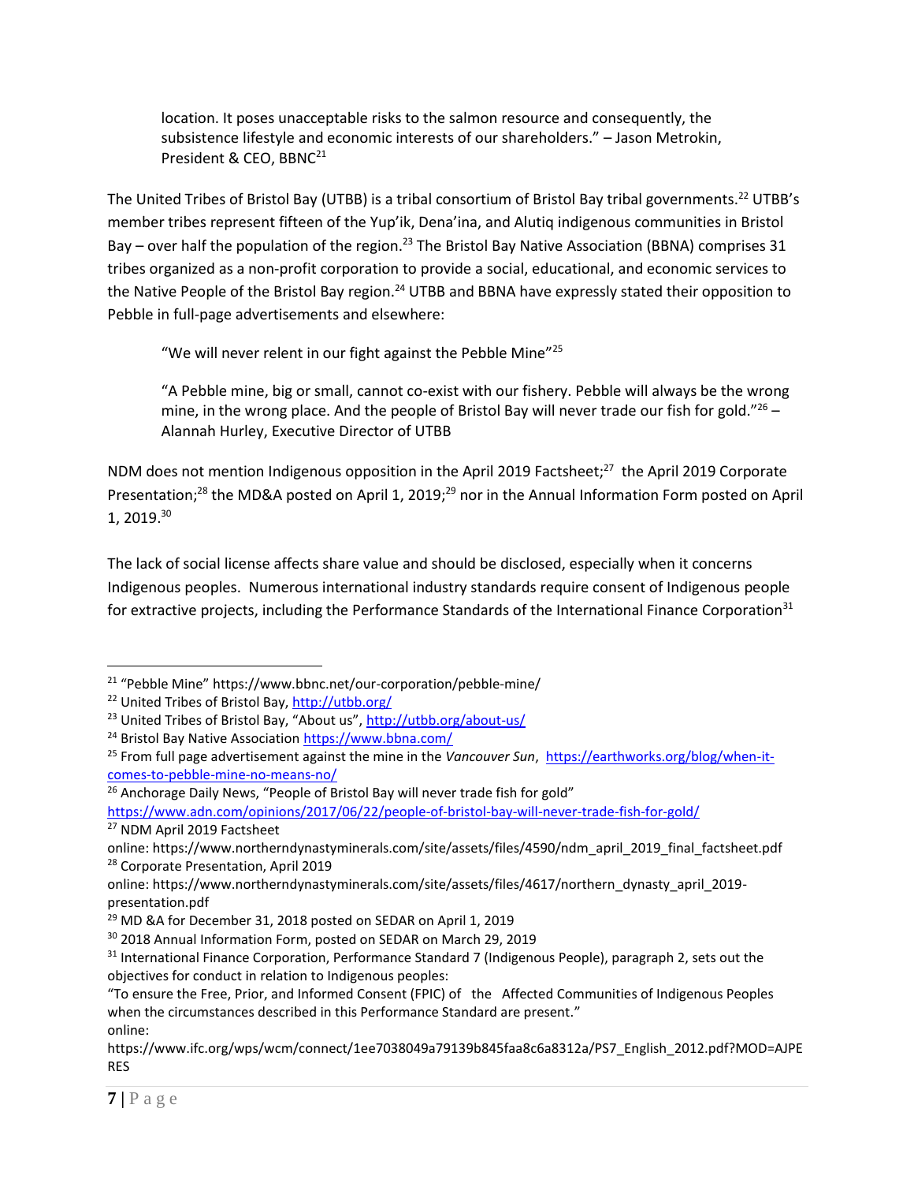> location. It poses unacceptable risks to the salmon resource and consequently, the subsistence lifestyle and economic interests of our shareholders." – Jason Metrokin, President & CEO, BBNC[21]

The United Tribes of Bristol Bay (UTBB) is a tribal consortium of Bristol Bay tribal governments.[22] UTBB's member tribes represent fifteen of the Yup'ik, Dena'ina, and Alutiq indigenous communities in Bristol Bay – over half the population of the region.[23] The Bristol Bay Native Association (BBNA) comprises 31 tribes organized as a non-profit corporation to provide a social, educational, and economic services to the Native People of the Bristol Bay region.[24] UTBB and BBNA have expressly stated their opposition to Pebble in full-page advertisements and elsewhere:

> "We will never relent in our fight against the Pebble Mine"[25]
>
> "A Pebble mine, big or small, cannot co-exist with our fishery. Pebble will always be the wrong mine, in the wrong place. And the people of Bristol Bay will never trade our fish for gold."[26] – Alannah Hurley, Executive Director of UTBB

NDM does not mention Indigenous opposition in the April 2019 Factsheet;[27] the April 2019 Corporate Presentation;[28] the MD&A posted on April 1, 2019;[29] nor in the Annual Information Form posted on April 1, 2019.[30]

The lack of social license affects share value and should be disclosed, especially when it concerns Indigenous peoples. Numerous international industry standards require consent of Indigenous people for extractive projects, including the Performance Standards of the International Finance Corporation[31]

---

[21] "Pebble Mine" https://www.bbnc.net/our-corporation/pebble-mine/

[22] United Tribes of Bristol Bay, http://utbb.org/

[23] United Tribes of Bristol Bay, "About us", http://utbb.org/about-us/

[24] Bristol Bay Native Association https://www.bbna.com/

[25] From full page advertisement against the mine in the *Vancouver Sun*, https://earthworks.org/blog/when-it-comes-to-pebble-mine-no-means-no/

[26] Anchorage Daily News, "People of Bristol Bay will never trade fish for gold" https://www.adn.com/opinions/2017/06/22/people-of-bristol-bay-will-never-trade-fish-for-gold/

[27] NDM April 2019 Factsheet online: https://www.northerndynastyminerals.com/site/assets/files/4590/ndm_april_2019_final_factsheet.pdf

[28] Corporate Presentation, April 2019 online: https://www.northerndynastyminerals.com/site/assets/files/4617/northern_dynasty_april_2019-presentation.pdf

[29] MD &A for December 31, 2018 posted on SEDAR on April 1, 2019

[30] 2018 Annual Information Form, posted on SEDAR on March 29, 2019

[31] International Finance Corporation, Performance Standard 7 (Indigenous People), paragraph 2, sets out the objectives for conduct in relation to Indigenous peoples:
"To ensure the Free, Prior, and Informed Consent (FPIC) of the Affected Communities of Indigenous Peoples when the circumstances described in this Performance Standard are present."
online:
https://www.ifc.org/wps/wcm/connect/1ee7038049a79139b845faa8c6a8312a/PS7_English_2012.pdf?MOD=AJPERES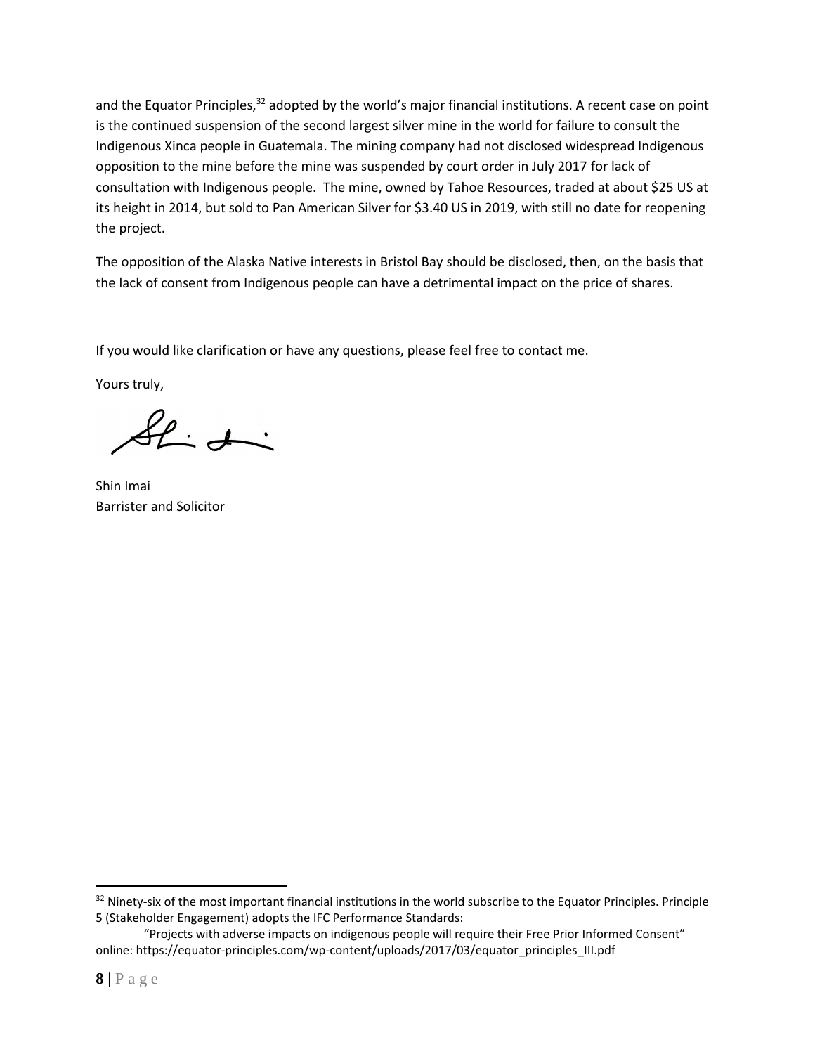and the Equator Principles,[32] adopted by the world's major financial institutions. A recent case on point is the continued suspension of the second largest silver mine in the world for failure to consult the Indigenous Xinca people in Guatemala. The mining company had not disclosed widespread Indigenous opposition to the mine before the mine was suspended by court order in July 2017 for lack of consultation with Indigenous people. The mine, owned by Tahoe Resources, traded at about $25 US at its height in 2014, but sold to Pan American Silver for $3.40 US in 2019, with still no date for reopening the project.

The opposition of the Alaska Native interests in Bristol Bay should be disclosed, then, on the basis that the lack of consent from Indigenous people can have a detrimental impact on the price of shares.

If you would like clarification or have any questions, please feel free to contact me.

Yours truly,

Shin Imai
Barrister and Solicitor

---

[32] Ninety-six of the most important financial institutions in the world subscribe to the Equator Principles. Principle 5 (Stakeholder Engagement) adopts the IFC Performance Standards:

"Projects with adverse impacts on indigenous people will require their Free Prior Informed Consent" online: https://equator-principles.com/wp-content/uploads/2017/03/equator_principles_III.pdf